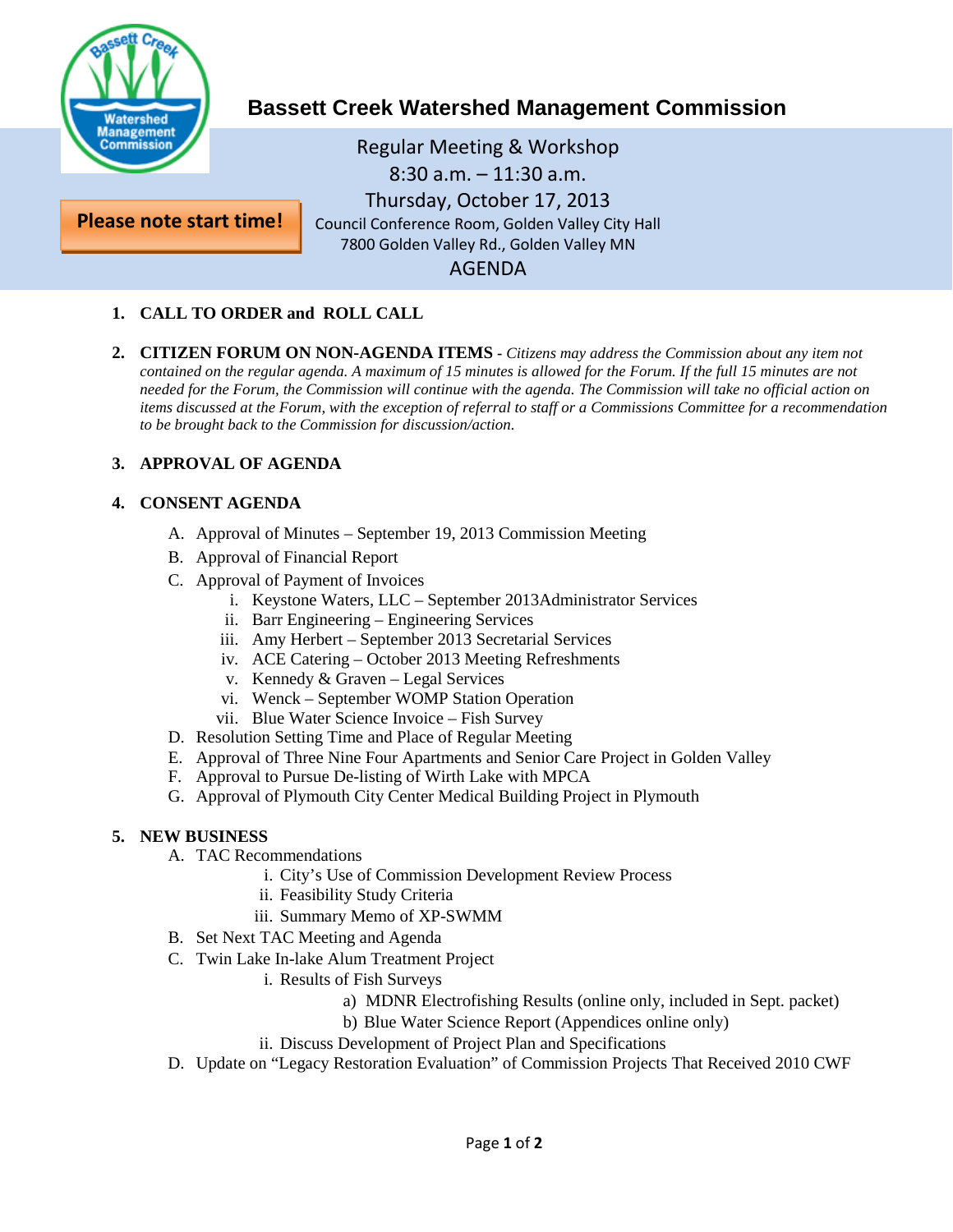# Bassett Creek Watershed Management Commission

**Please note start time!**

Regular Meeting & Workshop
8:30 a.m. – 11:30 a.m.
Thursday, October 17, 2013
Council Conference Room, Golden Valley City Hall
7800 Golden Valley Rd., Golden Valley MN

AGENDA

1. **CALL TO ORDER and ROLL CALL**

2. **CITIZEN FORUM ON NON-AGENDA ITEMS** - *Citizens may address the Commission about any item not contained on the regular agenda. A maximum of 15 minutes is allowed for the Forum. If the full 15 minutes are not needed for the Forum, the Commission will continue with the agenda. The Commission will take no official action on items discussed at the Forum, with the exception of referral to staff or a Commissions Committee for a recommendation to be brought back to the Commission for discussion/action.*

3. **APPROVAL OF AGENDA**

4. **CONSENT AGENDA**
   - A. Approval of Minutes – September 19, 2013 Commission Meeting
   - B. Approval of Financial Report
   - C. Approval of Payment of Invoices
     - i. Keystone Waters, LLC – September 2013Administrator Services
     - ii. Barr Engineering – Engineering Services
     - iii. Amy Herbert – September 2013 Secretarial Services
     - iv. ACE Catering – October 2013 Meeting Refreshments
     - v. Kennedy & Graven – Legal Services
     - vi. Wenck – September WOMP Station Operation
     - vii. Blue Water Science Invoice – Fish Survey
   - D. Resolution Setting Time and Place of Regular Meeting
   - E. Approval of Three Nine Four Apartments and Senior Care Project in Golden Valley
   - F. Approval to Pursue De-listing of Wirth Lake with MPCA
   - G. Approval of Plymouth City Center Medical Building Project in Plymouth

5. **NEW BUSINESS**
   - A. TAC Recommendations
     - i. City's Use of Commission Development Review Process
     - ii. Feasibility Study Criteria
     - iii. Summary Memo of XP-SWMM
   - B. Set Next TAC Meeting and Agenda
   - C. Twin Lake In-lake Alum Treatment Project
     - i. Results of Fish Surveys
       - a) MDNR Electrofishing Results (online only, included in Sept. packet)
       - b) Blue Water Science Report (Appendices online only)
     - ii. Discuss Development of Project Plan and Specifications
   - D. Update on "Legacy Restoration Evaluation" of Commission Projects That Received 2010 CWF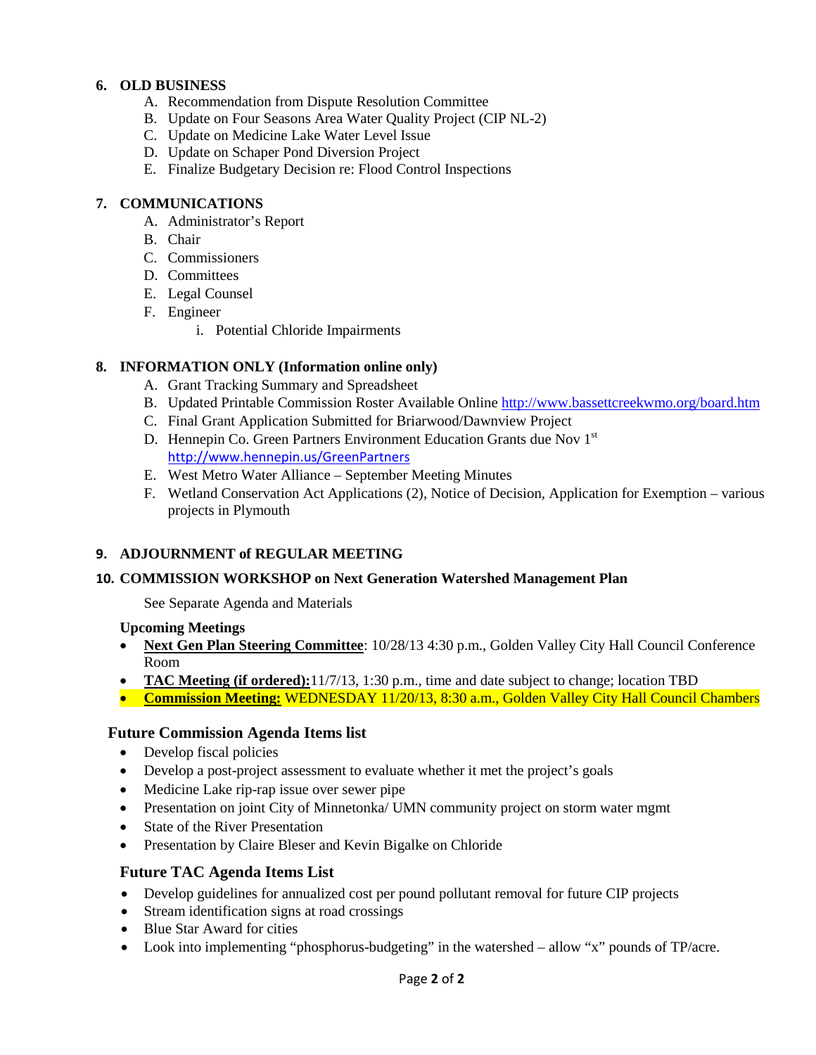6. **OLD BUSINESS**
   A. Recommendation from Dispute Resolution Committee
   B. Update on Four Seasons Area Water Quality Project (CIP NL-2)
   C. Update on Medicine Lake Water Level Issue
   D. Update on Schaper Pond Diversion Project
   E. Finalize Budgetary Decision re: Flood Control Inspections

7. **COMMUNICATIONS**
   A. Administrator's Report
   B. Chair
   C. Commissioners
   D. Committees
   E. Legal Counsel
   F. Engineer
      i. Potential Chloride Impairments

8. **INFORMATION ONLY (Information online only)**
   A. Grant Tracking Summary and Spreadsheet
   B. Updated Printable Commission Roster Available Online http://www.bassettcreekwmo.org/board.htm
   C. Final Grant Application Submitted for Briarwood/Dawnview Project
   D. Hennepin Co. Green Partners Environment Education Grants due Nov 1st http://www.hennepin.us/GreenPartners
   E. West Metro Water Alliance – September Meeting Minutes
   F. Wetland Conservation Act Applications (2), Notice of Decision, Application for Exemption – various projects in Plymouth

9. **ADJOURNMENT of REGULAR MEETING**

10. **COMMISSION WORKSHOP on Next Generation Watershed Management Plan**

    See Separate Agenda and Materials

**Upcoming Meetings**

- **Next Gen Plan Steering Committee**: 10/28/13 4:30 p.m., Golden Valley City Hall Council Conference Room
- **TAC Meeting (if ordered):** 11/7/13, 1:30 p.m., time and date subject to change; location TBD
- **Commission Meeting:** WEDNESDAY 11/20/13, 8:30 a.m., Golden Valley City Hall Council Chambers

## Future Commission Agenda Items list

- Develop fiscal policies
- Develop a post-project assessment to evaluate whether it met the project's goals
- Medicine Lake rip-rap issue over sewer pipe
- Presentation on joint City of Minnetonka/ UMN community project on storm water mgmt
- State of the River Presentation
- Presentation by Claire Bleser and Kevin Bigalke on Chloride

## Future TAC Agenda Items List

- Develop guidelines for annualized cost per pound pollutant removal for future CIP projects
- Stream identification signs at road crossings
- Blue Star Award for cities
- Look into implementing "phosphorus-budgeting" in the watershed – allow "x" pounds of TP/acre.